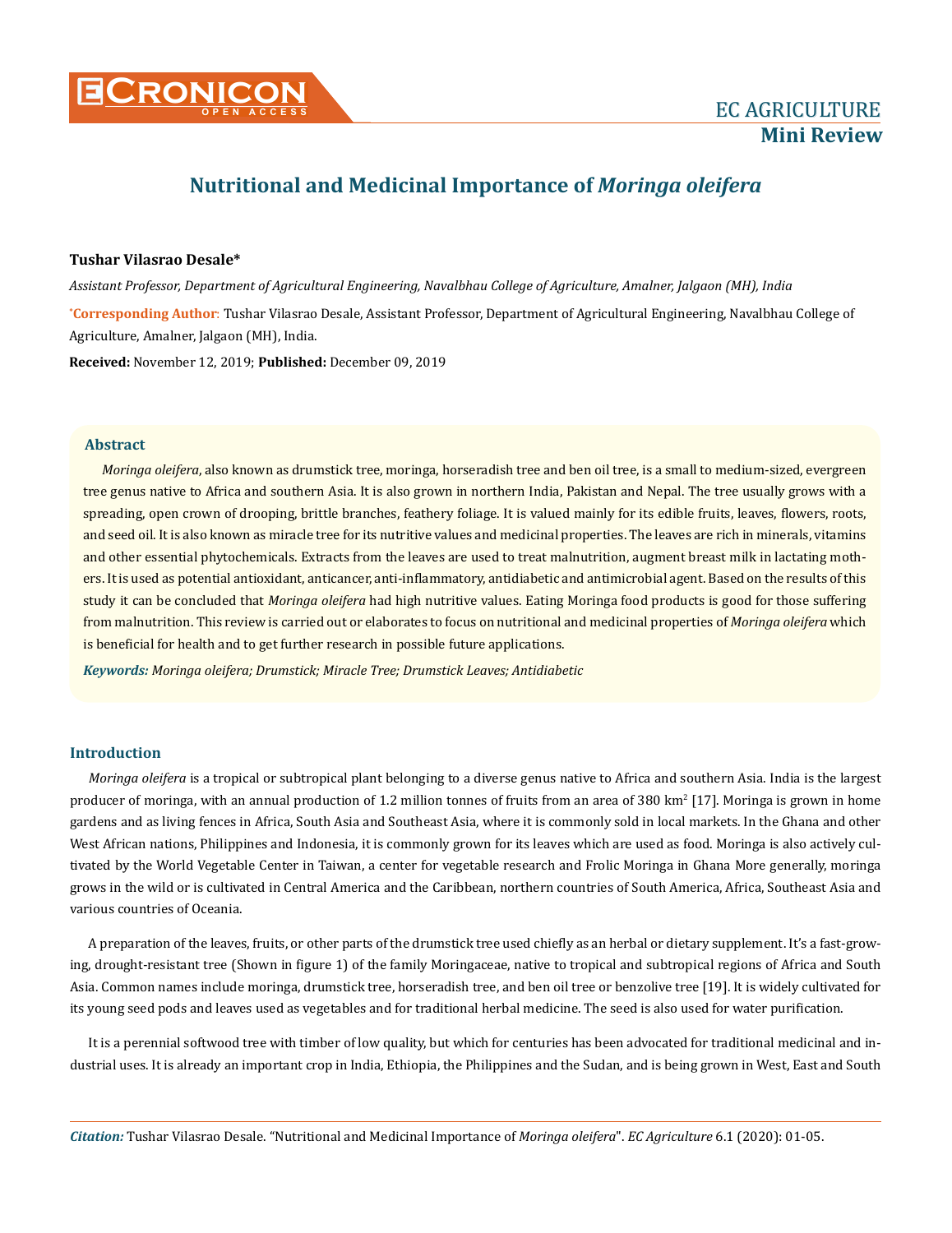# Nutritional and Medicinal Importance of *Moringa oleifera*

**Tushar Vilasrao Desale***

*Assistant Professor, Department of Agricultural Engineering, Navalbhau College of Agriculture, Amalner, Jalgaon (MH), India*

***Corresponding Author**: Tushar Vilasrao Desale, Assistant Professor, Department of Agricultural Engineering, Navalbhau College of Agriculture, Amalner, Jalgaon (MH), India.

**Received:** November 12, 2019; **Published:** December 09, 2019

## Abstract

*Moringa oleifera*, also known as drumstick tree, moringa, horseradish tree and ben oil tree, is a small to medium-sized, evergreen tree genus native to Africa and southern Asia. It is also grown in northern India, Pakistan and Nepal. The tree usually grows with a spreading, open crown of drooping, brittle branches, feathery foliage. It is valued mainly for its edible fruits, leaves, flowers, roots, and seed oil. It is also known as miracle tree for its nutritive values and medicinal properties. The leaves are rich in minerals, vitamins and other essential phytochemicals. Extracts from the leaves are used to treat malnutrition, augment breast milk in lactating mothers. It is used as potential antioxidant, anticancer, anti-inflammatory, antidiabetic and antimicrobial agent. Based on the results of this study it can be concluded that *Moringa oleifera* had high nutritive values. Eating Moringa food products is good for those suffering from malnutrition. This review is carried out or elaborates to focus on nutritional and medicinal properties of *Moringa oleifera* which is beneficial for health and to get further research in possible future applications.

***Keywords:** Moringa oleifera; Drumstick; Miracle Tree; Drumstick Leaves; Antidiabetic*

## Introduction

*Moringa oleifera* is a tropical or subtropical plant belonging to a diverse genus native to Africa and southern Asia. India is the largest producer of moringa, with an annual production of 1.2 million tonnes of fruits from an area of 380 $km^2$ [17]. Moringa is grown in home gardens and as living fences in Africa, South Asia and Southeast Asia, where it is commonly sold in local markets. In the Ghana and other West African nations, Philippines and Indonesia, it is commonly grown for its leaves which are used as food. Moringa is also actively cultivated by the World Vegetable Center in Taiwan, a center for vegetable research and Frolic Moringa in Ghana More generally, moringa grows in the wild or is cultivated in Central America and the Caribbean, northern countries of South America, Africa, Southeast Asia and various countries of Oceania.

A preparation of the leaves, fruits, or other parts of the drumstick tree used chiefly as an herbal or dietary supplement. It's a fast-growing, drought-resistant tree (Shown in figure 1) of the family Moringaceae, native to tropical and subtropical regions of Africa and South Asia. Common names include moringa, drumstick tree, horseradish tree, and ben oil tree or benzolive tree [19]. It is widely cultivated for its young seed pods and leaves used as vegetables and for traditional herbal medicine. The seed is also used for water purification.

It is a perennial softwood tree with timber of low quality, but which for centuries has been advocated for traditional medicinal and industrial uses. It is already an important crop in India, Ethiopia, the Philippines and the Sudan, and is being grown in West, East and South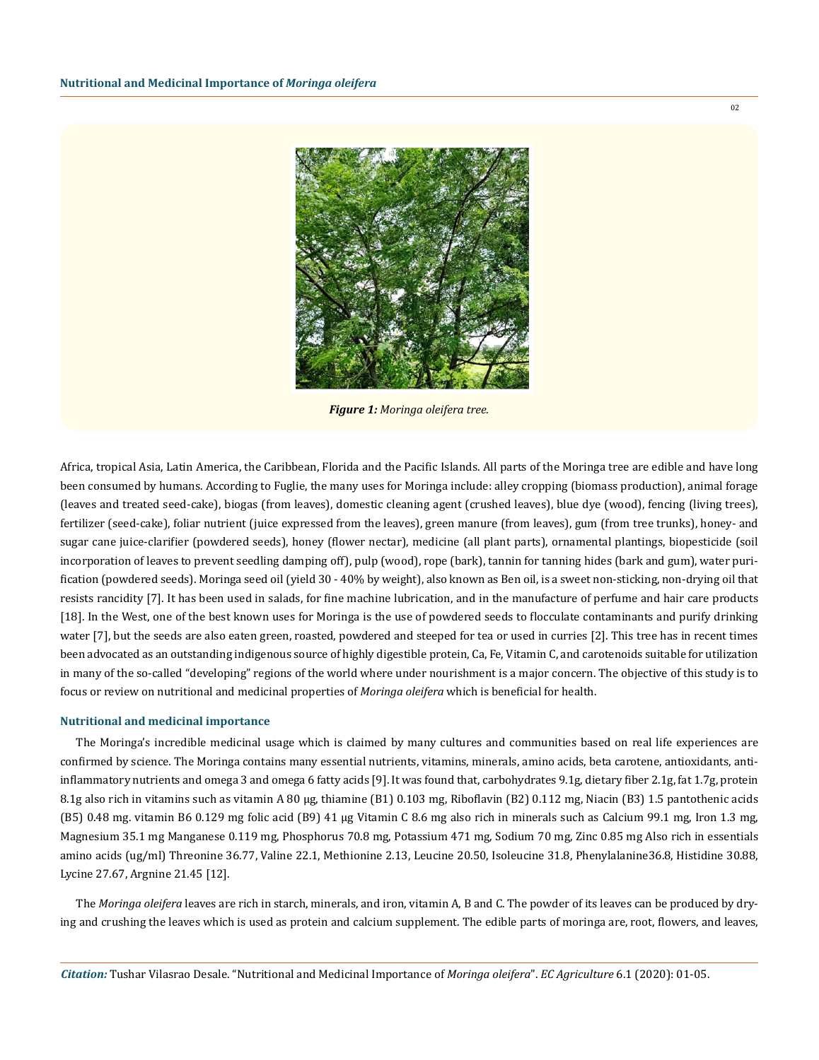*Figure 1: Moringa oleifera tree.*

Africa, tropical Asia, Latin America, the Caribbean, Florida and the Pacific Islands. All parts of the Moringa tree are edible and have long been consumed by humans. According to Fuglie, the many uses for Moringa include: alley cropping (biomass production), animal forage (leaves and treated seed-cake), biogas (from leaves), domestic cleaning agent (crushed leaves), blue dye (wood), fencing (living trees), fertilizer (seed-cake), foliar nutrient (juice expressed from the leaves), green manure (from leaves), gum (from tree trunks), honey- and sugar cane juice-clarifier (powdered seeds), honey (flower nectar), medicine (all plant parts), ornamental plantings, biopesticide (soil incorporation of leaves to prevent seedling damping off), pulp (wood), rope (bark), tannin for tanning hides (bark and gum), water purification (powdered seeds). Moringa seed oil (yield 30 - 40% by weight), also known as Ben oil, is a sweet non-sticking, non-drying oil that resists rancidity [7]. It has been used in salads, for fine machine lubrication, and in the manufacture of perfume and hair care products [18]. In the West, one of the best known uses for Moringa is the use of powdered seeds to flocculate contaminants and purify drinking water [7], but the seeds are also eaten green, roasted, powdered and steeped for tea or used in curries [2]. This tree has in recent times been advocated as an outstanding indigenous source of highly digestible protein, Ca, Fe, Vitamin C, and carotenoids suitable for utilization in many of the so-called "developing" regions of the world where under nourishment is a major concern. The objective of this study is to focus or review on nutritional and medicinal properties of *Moringa oleifera* which is beneficial for health.

## Nutritional and medicinal importance

The Moringa's incredible medicinal usage which is claimed by many cultures and communities based on real life experiences are confirmed by science. The Moringa contains many essential nutrients, vitamins, minerals, amino acids, beta carotene, antioxidants, anti-inflammatory nutrients and omega 3 and omega 6 fatty acids [9]. It was found that, carbohydrates 9.1g, dietary fiber 2.1g, fat 1.7g, protein 8.1g also rich in vitamins such as vitamin A 80 μg, thiamine (B1) 0.103 mg, Riboflavin (B2) 0.112 mg, Niacin (B3) 1.5 pantothenic acids (B5) 0.48 mg. vitamin B6 0.129 mg folic acid (B9) 41 μg Vitamin C 8.6 mg also rich in minerals such as Calcium 99.1 mg, Iron 1.3 mg, Magnesium 35.1 mg Manganese 0.119 mg, Phosphorus 70.8 mg, Potassium 471 mg, Sodium 70 mg, Zinc 0.85 mg Also rich in essentials amino acids (ug/ml) Threonine 36.77, Valine 22.1, Methionine 2.13, Leucine 20.50, Isoleucine 31.8, Phenylalanine36.8, Histidine 30.88, Lycine 27.67, Argnine 21.45 [12].

The *Moringa oleifera* leaves are rich in starch, minerals, and iron, vitamin A, B and C. The powder of its leaves can be produced by drying and crushing the leaves which is used as protein and calcium supplement. The edible parts of moringa are, root, flowers, and leaves,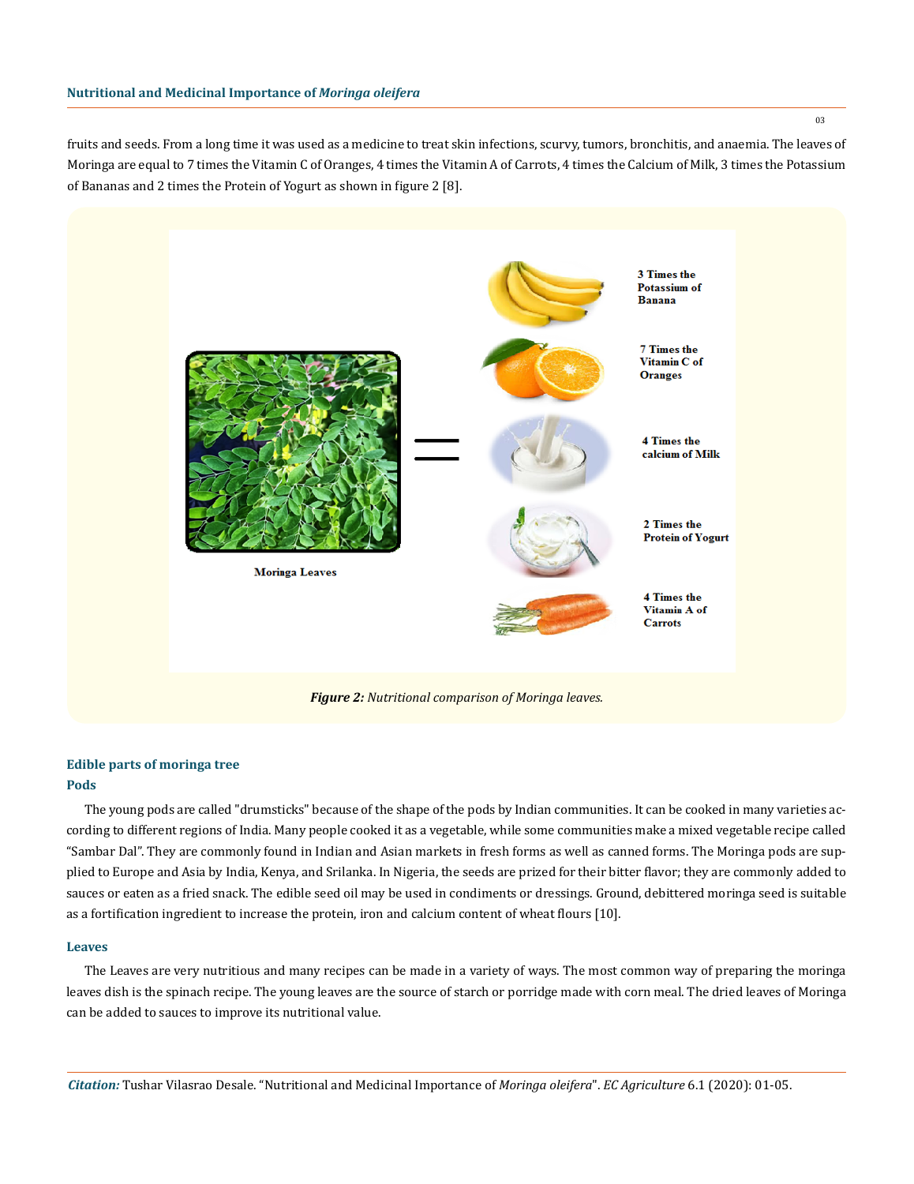fruits and seeds. From a long time it was used as a medicine to treat skin infections, scurvy, tumors, bronchitis, and anaemia. The leaves of Moringa are equal to 7 times the Vitamin C of Oranges, 4 times the Vitamin A of Carrots, 4 times the Calcium of Milk, 3 times the Potassium of Bananas and 2 times the Protein of Yogurt as shown in figure 2 [8].

Moringa Leaves

3 Times the Potassium of Banana

7 Times the Vitamin C of Oranges

4 Times the calcium of Milk

2 Times the Protein of Yogurt

4 Times the Vitamin A of Carrots

***Figure 2:*** *Nutritional comparison of Moringa leaves.*

## Edible parts of moringa tree

### Pods

The young pods are called "drumsticks" because of the shape of the pods by Indian communities. It can be cooked in many varieties according to different regions of India. Many people cooked it as a vegetable, while some communities make a mixed vegetable recipe called "Sambar Dal". They are commonly found in Indian and Asian markets in fresh forms as well as canned forms. The Moringa pods are supplied to Europe and Asia by India, Kenya, and Srilanka. In Nigeria, the seeds are prized for their bitter flavor; they are commonly added to sauces or eaten as a fried snack. The edible seed oil may be used in condiments or dressings. Ground, debittered moringa seed is suitable as a fortification ingredient to increase the protein, iron and calcium content of wheat flours [10].

### Leaves

The Leaves are very nutritious and many recipes can be made in a variety of ways. The most common way of preparing the moringa leaves dish is the spinach recipe. The young leaves are the source of starch or porridge made with corn meal. The dried leaves of Moringa can be added to sauces to improve its nutritional value.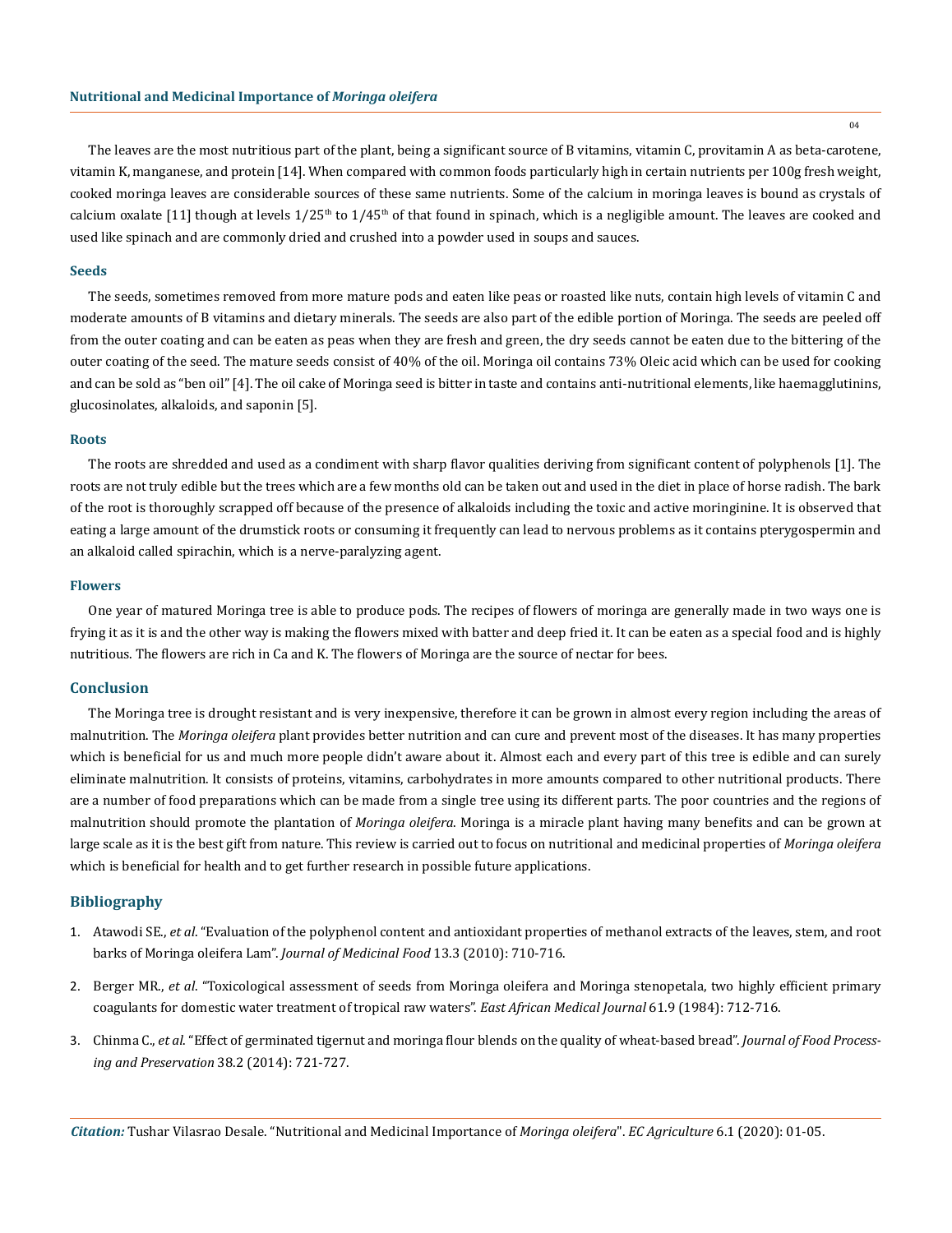The leaves are the most nutritious part of the plant, being a significant source of B vitamins, vitamin C, provitamin A as beta-carotene, vitamin K, manganese, and protein [14]. When compared with common foods particularly high in certain nutrients per 100g fresh weight, cooked moringa leaves are considerable sources of these same nutrients. Some of the calcium in moringa leaves is bound as crystals of calcium oxalate [11] though at levels $1/25^{th}$ to $1/45^{th}$ of that found in spinach, which is a negligible amount. The leaves are cooked and used like spinach and are commonly dried and crushed into a powder used in soups and sauces.

### Seeds

The seeds, sometimes removed from more mature pods and eaten like peas or roasted like nuts, contain high levels of vitamin C and moderate amounts of B vitamins and dietary minerals. The seeds are also part of the edible portion of Moringa. The seeds are peeled off from the outer coating and can be eaten as peas when they are fresh and green, the dry seeds cannot be eaten due to the bittering of the outer coating of the seed. The mature seeds consist of 40% of the oil. Moringa oil contains 73% Oleic acid which can be used for cooking and can be sold as "ben oil" [4]. The oil cake of Moringa seed is bitter in taste and contains anti-nutritional elements, like haemagglutinins, glucosinolates, alkaloids, and saponin [5].

### Roots

The roots are shredded and used as a condiment with sharp flavor qualities deriving from significant content of polyphenols [1]. The roots are not truly edible but the trees which are a few months old can be taken out and used in the diet in place of horse radish. The bark of the root is thoroughly scrapped off because of the presence of alkaloids including the toxic and active moringinine. It is observed that eating a large amount of the drumstick roots or consuming it frequently can lead to nervous problems as it contains pterygospermin and an alkaloid called spirachin, which is a nerve-paralyzing agent.

### Flowers

One year of matured Moringa tree is able to produce pods. The recipes of flowers of moringa are generally made in two ways one is frying it as it is and the other way is making the flowers mixed with batter and deep fried it. It can be eaten as a special food and is highly nutritious. The flowers are rich in Ca and K. The flowers of Moringa are the source of nectar for bees.

## Conclusion

The Moringa tree is drought resistant and is very inexpensive, therefore it can be grown in almost every region including the areas of malnutrition. The *Moringa oleifera* plant provides better nutrition and can cure and prevent most of the diseases. It has many properties which is beneficial for us and much more people didn't aware about it. Almost each and every part of this tree is edible and can surely eliminate malnutrition. It consists of proteins, vitamins, carbohydrates in more amounts compared to other nutritional products. There are a number of food preparations which can be made from a single tree using its different parts. The poor countries and the regions of malnutrition should promote the plantation of *Moringa oleifera*. Moringa is a miracle plant having many benefits and can be grown at large scale as it is the best gift from nature. This review is carried out to focus on nutritional and medicinal properties of *Moringa oleifera* which is beneficial for health and to get further research in possible future applications.

## Bibliography

1. Atawodi SE., *et al*. "Evaluation of the polyphenol content and antioxidant properties of methanol extracts of the leaves, stem, and root barks of Moringa oleifera Lam". *Journal of Medicinal Food* 13.3 (2010): 710-716.
2. Berger MR., *et al*. "Toxicological assessment of seeds from Moringa oleifera and Moringa stenopetala, two highly efficient primary coagulants for domestic water treatment of tropical raw waters". *East African Medical Journal* 61.9 (1984): 712-716.
3. Chinma C., *et al*. "Effect of germinated tigernut and moringa flour blends on the quality of wheat-based bread". *Journal of Food Processing and Preservation* 38.2 (2014): 721-727.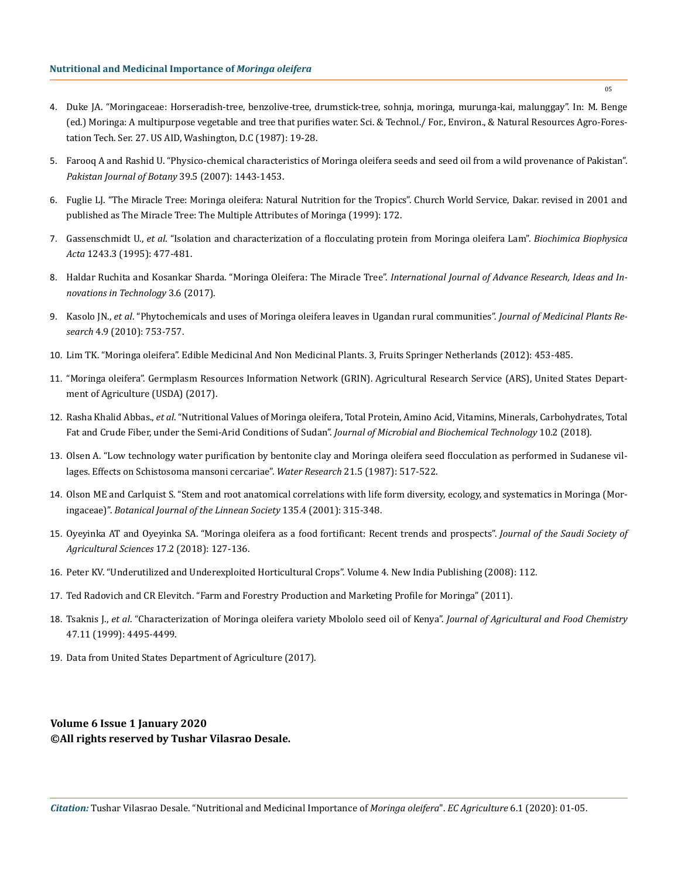4. Duke JA. "Moringaceae: Horseradish-tree, benzolive-tree, drumstick-tree, sohnja, moringa, murunga-kai, malunggay". In: M. Benge (ed.) Moringa: A multipurpose vegetable and tree that purifies water. Sci. & Technol./ For., Environ., & Natural Resources Agro-Forestation Tech. Ser. 27. US AID, Washington, D.C (1987): 19-28.
5. Farooq A and Rashid U. "Physico-chemical characteristics of Moringa oleifera seeds and seed oil from a wild provenance of Pakistan". *Pakistan Journal of Botany* 39.5 (2007): 1443-1453.
6. Fuglie LJ. "The Miracle Tree: Moringa oleifera: Natural Nutrition for the Tropics". Church World Service, Dakar. revised in 2001 and published as The Miracle Tree: The Multiple Attributes of Moringa (1999): 172.
7. Gassenschmidt U., *et al*. "Isolation and characterization of a flocculating protein from Moringa oleifera Lam". *Biochimica Biophysica Acta* 1243.3 (1995): 477-481.
8. Haldar Ruchita and Kosankar Sharda. "Moringa Oleifera: The Miracle Tree". *International Journal of Advance Research, Ideas and Innovations in Technology* 3.6 (2017).
9. Kasolo JN., *et al*. "Phytochemicals and uses of Moringa oleifera leaves in Ugandan rural communities". *Journal of Medicinal Plants Research* 4.9 (2010): 753-757.
10. Lim TK. "Moringa oleifera". Edible Medicinal And Non Medicinal Plants. 3, Fruits Springer Netherlands (2012): 453-485.
11. "Moringa oleifera". Germplasm Resources Information Network (GRIN). Agricultural Research Service (ARS), United States Department of Agriculture (USDA) (2017).
12. Rasha Khalid Abbas., *et al*. "Nutritional Values of Moringa oleifera, Total Protein, Amino Acid, Vitamins, Minerals, Carbohydrates, Total Fat and Crude Fiber, under the Semi-Arid Conditions of Sudan". *Journal of Microbial and Biochemical Technology* 10.2 (2018).
13. Olsen A. "Low technology water purification by bentonite clay and Moringa oleifera seed flocculation as performed in Sudanese villages. Effects on Schistosoma mansoni cercariae". *Water Research* 21.5 (1987): 517-522.
14. Olson ME and Carlquist S. "Stem and root anatomical correlations with life form diversity, ecology, and systematics in Moringa (Moringaceae)". *Botanical Journal of the Linnean Society* 135.4 (2001): 315-348.
15. Oyeyinka AT and Oyeyinka SA. "Moringa oleifera as a food fortificant: Recent trends and prospects". *Journal of the Saudi Society of Agricultural Sciences* 17.2 (2018): 127-136.
16. Peter KV. "Underutilized and Underexploited Horticultural Crops". Volume 4. New India Publishing (2008): 112.
17. Ted Radovich and CR Elevitch. "Farm and Forestry Production and Marketing Profile for Moringa" (2011).
18. Tsaknis J., *et al*. "Characterization of Moringa oleifera variety Mbololo seed oil of Kenya". *Journal of Agricultural and Food Chemistry* 47.11 (1999): 4495-4499.
19. Data from United States Department of Agriculture (2017).

**Volume 6 Issue 1 January 2020**
**©All rights reserved by Tushar Vilasrao Desale.**